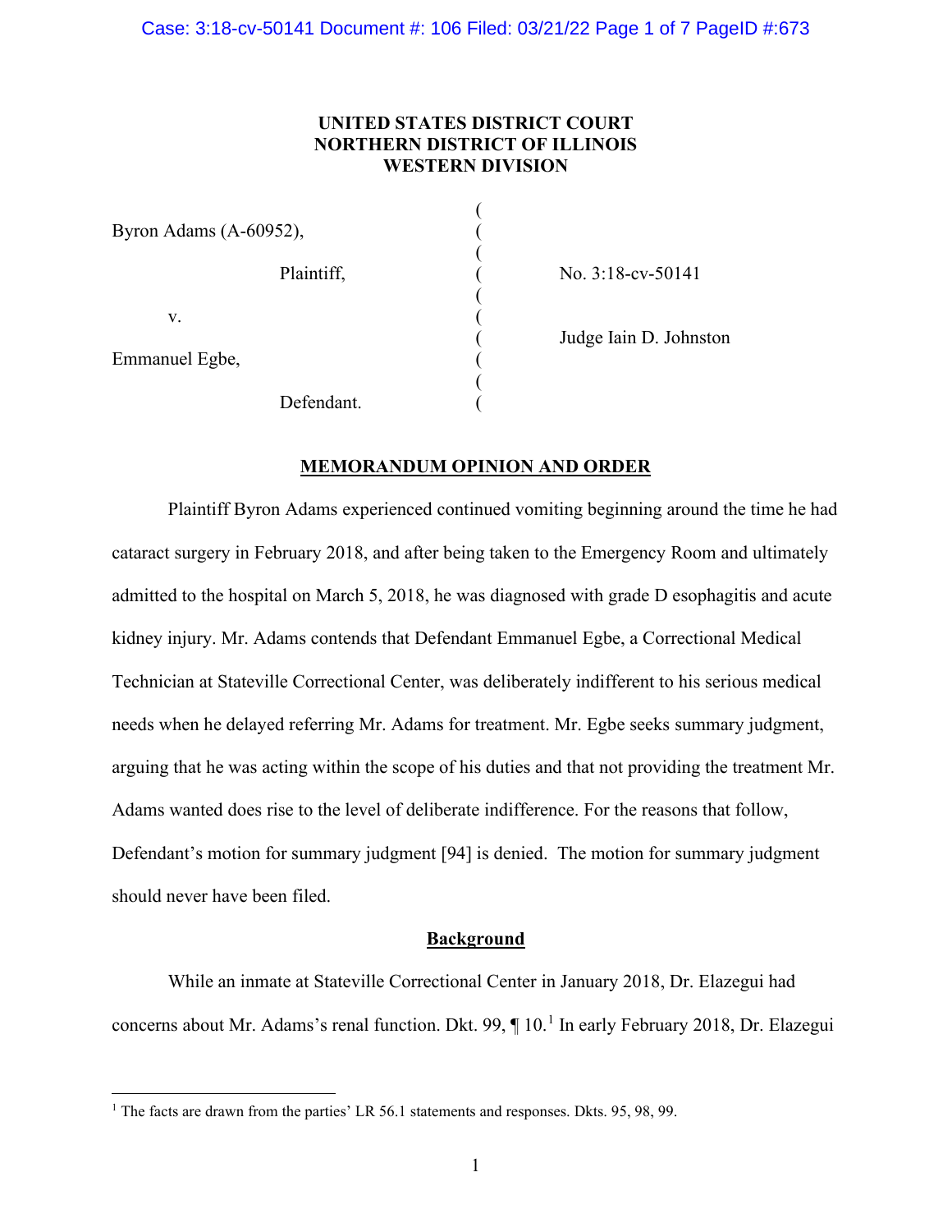**UNITED STATES DISTRICT COURT**
**NORTHERN DISTRICT OF ILLINOIS**
**WESTERN DIVISION**

| | | |
|---|---|---|
| Byron Adams (A-60952), | ( | |
| Plaintiff, | ( | No. 3:18-cv-50141 |
| v. | ( | |
| | ( | Judge Iain D. Johnston |
| Emmanuel Egbe, | ( | |
| Defendant. | ( | |

**MEMORANDUM OPINION AND ORDER**

Plaintiff Byron Adams experienced continued vomiting beginning around the time he had cataract surgery in February 2018, and after being taken to the Emergency Room and ultimately admitted to the hospital on March 5, 2018, he was diagnosed with grade D esophagitis and acute kidney injury. Mr. Adams contends that Defendant Emmanuel Egbe, a Correctional Medical Technician at Stateville Correctional Center, was deliberately indifferent to his serious medical needs when he delayed referring Mr. Adams for treatment. Mr. Egbe seeks summary judgment, arguing that he was acting within the scope of his duties and that not providing the treatment Mr. Adams wanted does rise to the level of deliberate indifference. For the reasons that follow, Defendant's motion for summary judgment [94] is denied. The motion for summary judgment should never have been filed.

**Background**

While an inmate at Stateville Correctional Center in January 2018, Dr. Elazegui had concerns about Mr. Adams's renal function. Dkt. 99, ¶ 10.[1] In early February 2018, Dr. Elazegui

[1] The facts are drawn from the parties' LR 56.1 statements and responses. Dkts. 95, 98, 99.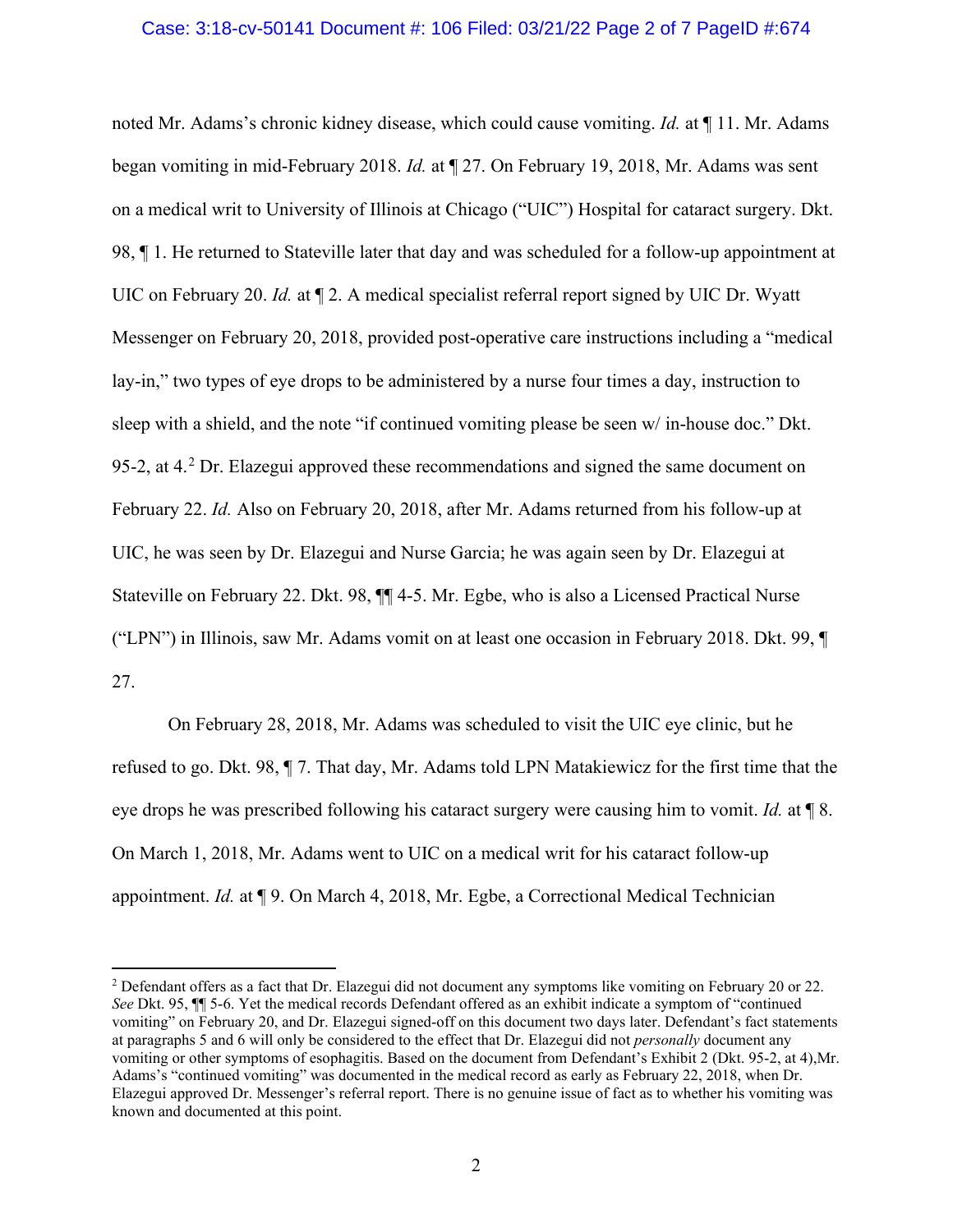noted Mr. Adams's chronic kidney disease, which could cause vomiting. *Id.* at ¶ 11. Mr. Adams began vomiting in mid-February 2018. *Id.* at ¶ 27. On February 19, 2018, Mr. Adams was sent on a medical writ to University of Illinois at Chicago ("UIC") Hospital for cataract surgery. Dkt. 98, ¶ 1. He returned to Stateville later that day and was scheduled for a follow-up appointment at UIC on February 20. *Id.* at ¶ 2. A medical specialist referral report signed by UIC Dr. Wyatt Messenger on February 20, 2018, provided post-operative care instructions including a "medical lay-in," two types of eye drops to be administered by a nurse four times a day, instruction to sleep with a shield, and the note "if continued vomiting please be seen w/ in-house doc." Dkt. 95-2, at 4.[2] Dr. Elazegui approved these recommendations and signed the same document on February 22. *Id.* Also on February 20, 2018, after Mr. Adams returned from his follow-up at UIC, he was seen by Dr. Elazegui and Nurse Garcia; he was again seen by Dr. Elazegui at Stateville on February 22. Dkt. 98, ¶¶ 4-5. Mr. Egbe, who is also a Licensed Practical Nurse ("LPN") in Illinois, saw Mr. Adams vomit on at least one occasion in February 2018. Dkt. 99, ¶ 27.

On February 28, 2018, Mr. Adams was scheduled to visit the UIC eye clinic, but he refused to go. Dkt. 98, ¶ 7. That day, Mr. Adams told LPN Matakiewicz for the first time that the eye drops he was prescribed following his cataract surgery were causing him to vomit. *Id.* at ¶ 8. On March 1, 2018, Mr. Adams went to UIC on a medical writ for his cataract follow-up appointment. *Id.* at ¶ 9. On March 4, 2018, Mr. Egbe, a Correctional Medical Technician

[2] Defendant offers as a fact that Dr. Elazegui did not document any symptoms like vomiting on February 20 or 22. *See* Dkt. 95, ¶¶ 5-6. Yet the medical records Defendant offered as an exhibit indicate a symptom of "continued vomiting" on February 20, and Dr. Elazegui signed-off on this document two days later. Defendant's fact statements at paragraphs 5 and 6 will only be considered to the effect that Dr. Elazegui did not *personally* document any vomiting or other symptoms of esophagitis. Based on the document from Defendant's Exhibit 2 (Dkt. 95-2, at 4),Mr. Adams's "continued vomiting" was documented in the medical record as early as February 22, 2018, when Dr. Elazegui approved Dr. Messenger's referral report. There is no genuine issue of fact as to whether his vomiting was known and documented at this point.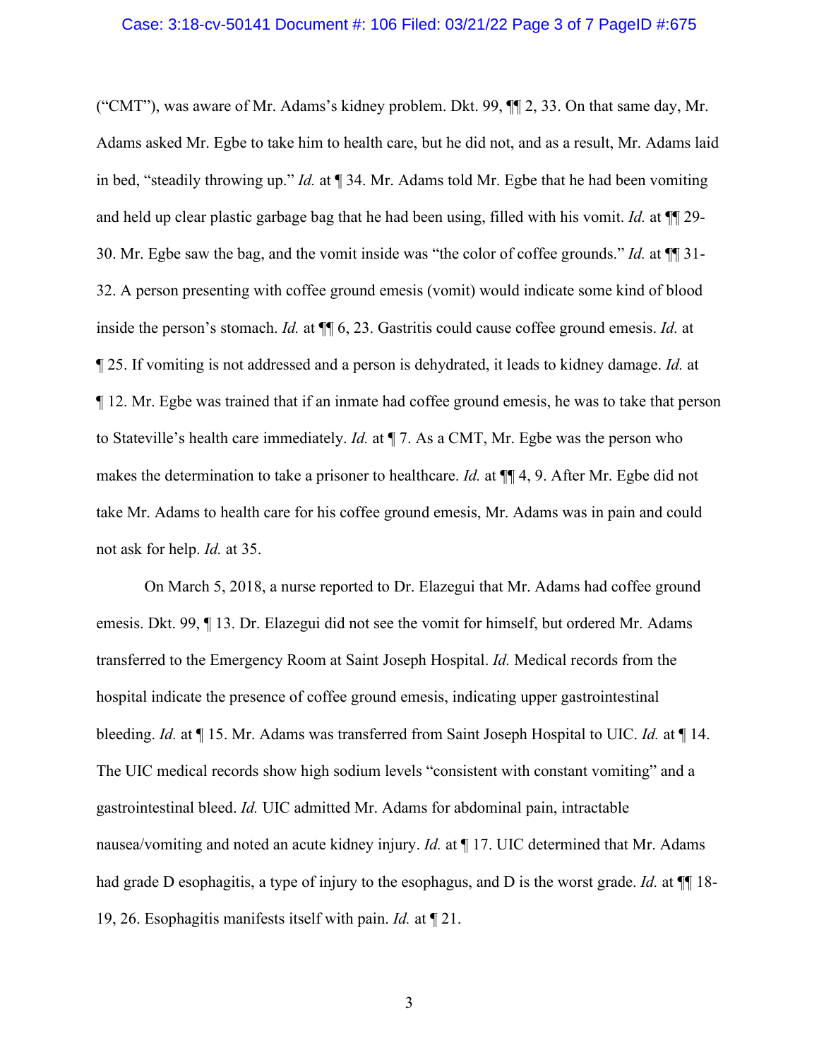("CMT"), was aware of Mr. Adams's kidney problem. Dkt. 99, ¶¶ 2, 33. On that same day, Mr. Adams asked Mr. Egbe to take him to health care, but he did not, and as a result, Mr. Adams laid in bed, "steadily throwing up." *Id.* at ¶ 34. Mr. Adams told Mr. Egbe that he had been vomiting and held up clear plastic garbage bag that he had been using, filled with his vomit. *Id.* at ¶¶ 29-30. Mr. Egbe saw the bag, and the vomit inside was "the color of coffee grounds." *Id.* at ¶¶ 31-32. A person presenting with coffee ground emesis (vomit) would indicate some kind of blood inside the person's stomach. *Id.* at ¶¶ 6, 23. Gastritis could cause coffee ground emesis. *Id.* at ¶ 25. If vomiting is not addressed and a person is dehydrated, it leads to kidney damage. *Id.* at ¶ 12. Mr. Egbe was trained that if an inmate had coffee ground emesis, he was to take that person to Stateville's health care immediately. *Id.* at ¶ 7. As a CMT, Mr. Egbe was the person who makes the determination to take a prisoner to healthcare. *Id.* at ¶¶ 4, 9. After Mr. Egbe did not take Mr. Adams to health care for his coffee ground emesis, Mr. Adams was in pain and could not ask for help. *Id.* at 35.

On March 5, 2018, a nurse reported to Dr. Elazegui that Mr. Adams had coffee ground emesis. Dkt. 99, ¶ 13. Dr. Elazegui did not see the vomit for himself, but ordered Mr. Adams transferred to the Emergency Room at Saint Joseph Hospital. *Id.* Medical records from the hospital indicate the presence of coffee ground emesis, indicating upper gastrointestinal bleeding. *Id.* at ¶ 15. Mr. Adams was transferred from Saint Joseph Hospital to UIC. *Id.* at ¶ 14. The UIC medical records show high sodium levels "consistent with constant vomiting" and a gastrointestinal bleed. *Id.* UIC admitted Mr. Adams for abdominal pain, intractable nausea/vomiting and noted an acute kidney injury. *Id.* at ¶ 17. UIC determined that Mr. Adams had grade D esophagitis, a type of injury to the esophagus, and D is the worst grade. *Id.* at ¶¶ 18-19, 26. Esophagitis manifests itself with pain. *Id.* at ¶ 21.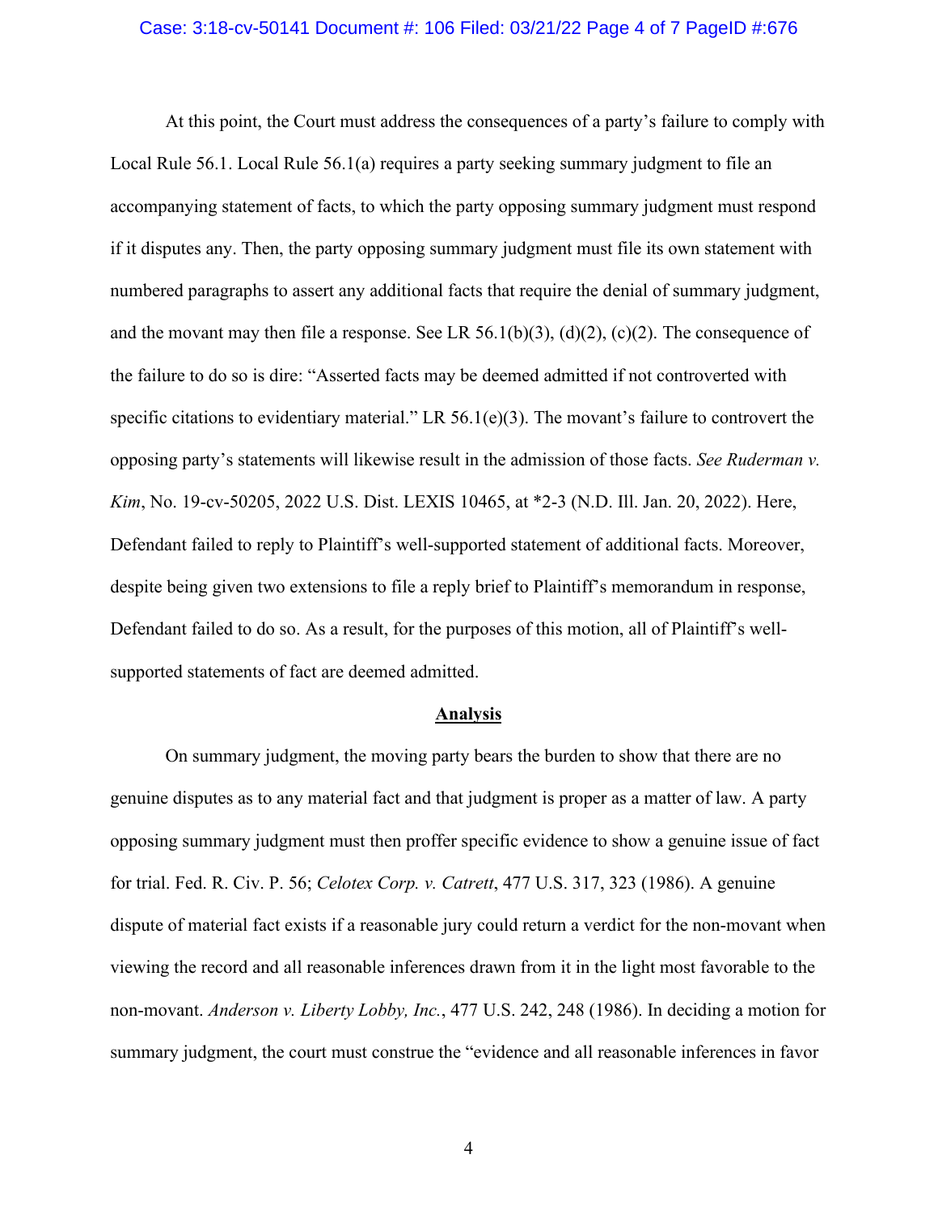At this point, the Court must address the consequences of a party's failure to comply with Local Rule 56.1. Local Rule 56.1(a) requires a party seeking summary judgment to file an accompanying statement of facts, to which the party opposing summary judgment must respond if it disputes any. Then, the party opposing summary judgment must file its own statement with numbered paragraphs to assert any additional facts that require the denial of summary judgment, and the movant may then file a response. See LR 56.1(b)(3), (d)(2), (c)(2). The consequence of the failure to do so is dire: "Asserted facts may be deemed admitted if not controverted with specific citations to evidentiary material." LR 56.1(e)(3). The movant's failure to controvert the opposing party's statements will likewise result in the admission of those facts. *See Ruderman v. Kim*, No. 19-cv-50205, 2022 U.S. Dist. LEXIS 10465, at *2-3 (N.D. Ill. Jan. 20, 2022). Here, Defendant failed to reply to Plaintiff's well-supported statement of additional facts. Moreover, despite being given two extensions to file a reply brief to Plaintiff's memorandum in response, Defendant failed to do so. As a result, for the purposes of this motion, all of Plaintiff's well-supported statements of fact are deemed admitted.

## **Analysis**

On summary judgment, the moving party bears the burden to show that there are no genuine disputes as to any material fact and that judgment is proper as a matter of law. A party opposing summary judgment must then proffer specific evidence to show a genuine issue of fact for trial. Fed. R. Civ. P. 56; *Celotex Corp. v. Catrett*, 477 U.S. 317, 323 (1986). A genuine dispute of material fact exists if a reasonable jury could return a verdict for the non-movant when viewing the record and all reasonable inferences drawn from it in the light most favorable to the non-movant. *Anderson v. Liberty Lobby, Inc.*, 477 U.S. 242, 248 (1986). In deciding a motion for summary judgment, the court must construe the "evidence and all reasonable inferences in favor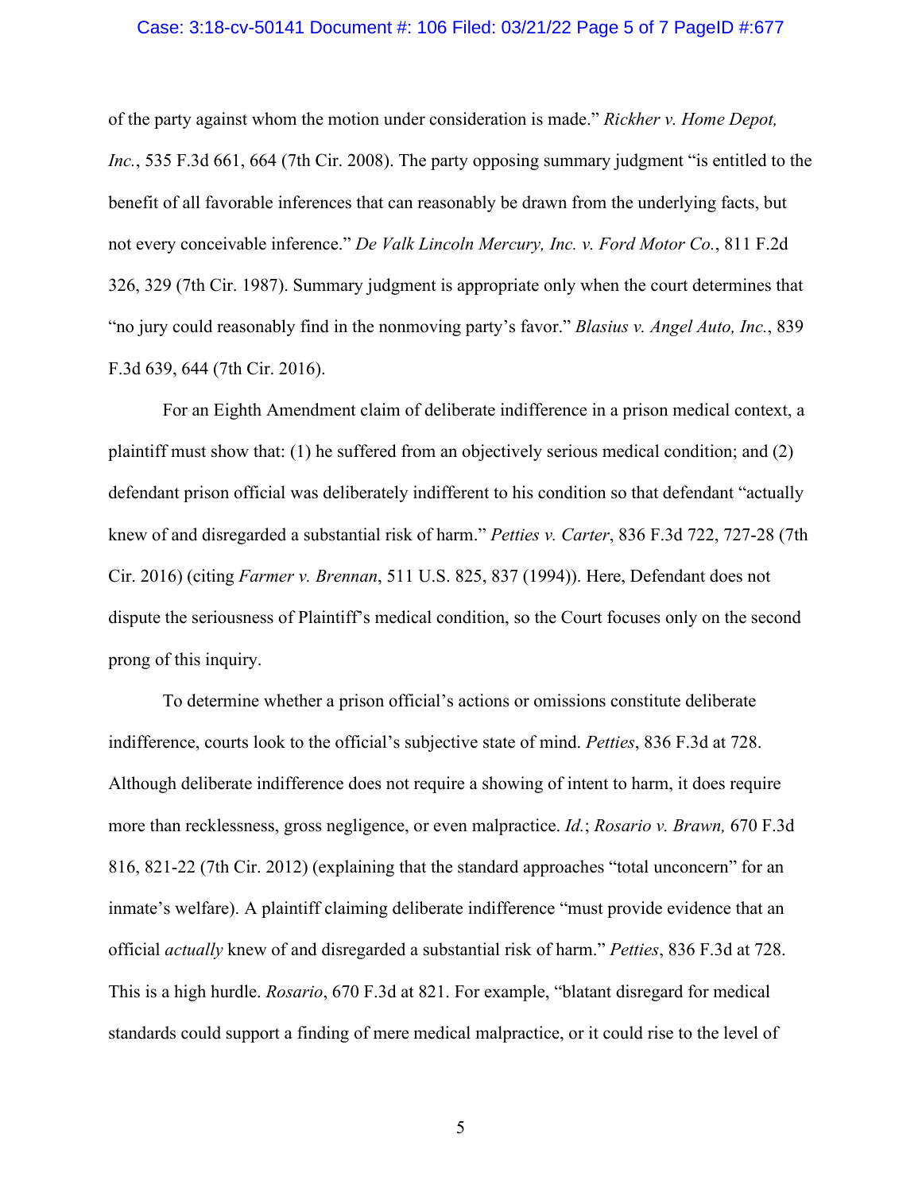of the party against whom the motion under consideration is made." *Rickher v. Home Depot, Inc.*, 535 F.3d 661, 664 (7th Cir. 2008). The party opposing summary judgment "is entitled to the benefit of all favorable inferences that can reasonably be drawn from the underlying facts, but not every conceivable inference." *De Valk Lincoln Mercury, Inc. v. Ford Motor Co.*, 811 F.2d 326, 329 (7th Cir. 1987). Summary judgment is appropriate only when the court determines that "no jury could reasonably find in the nonmoving party's favor." *Blasius v. Angel Auto, Inc.*, 839 F.3d 639, 644 (7th Cir. 2016).

For an Eighth Amendment claim of deliberate indifference in a prison medical context, a plaintiff must show that: (1) he suffered from an objectively serious medical condition; and (2) defendant prison official was deliberately indifferent to his condition so that defendant "actually knew of and disregarded a substantial risk of harm." *Petties v. Carter*, 836 F.3d 722, 727-28 (7th Cir. 2016) (citing *Farmer v. Brennan*, 511 U.S. 825, 837 (1994)). Here, Defendant does not dispute the seriousness of Plaintiff's medical condition, so the Court focuses only on the second prong of this inquiry.

To determine whether a prison official's actions or omissions constitute deliberate indifference, courts look to the official's subjective state of mind. *Petties*, 836 F.3d at 728. Although deliberate indifference does not require a showing of intent to harm, it does require more than recklessness, gross negligence, or even malpractice. *Id.*; *Rosario v. Brawn,* 670 F.3d 816, 821-22 (7th Cir. 2012) (explaining that the standard approaches "total unconcern" for an inmate's welfare). A plaintiff claiming deliberate indifference "must provide evidence that an official *actually* knew of and disregarded a substantial risk of harm." *Petties*, 836 F.3d at 728. This is a high hurdle. *Rosario*, 670 F.3d at 821. For example, "blatant disregard for medical standards could support a finding of mere medical malpractice, or it could rise to the level of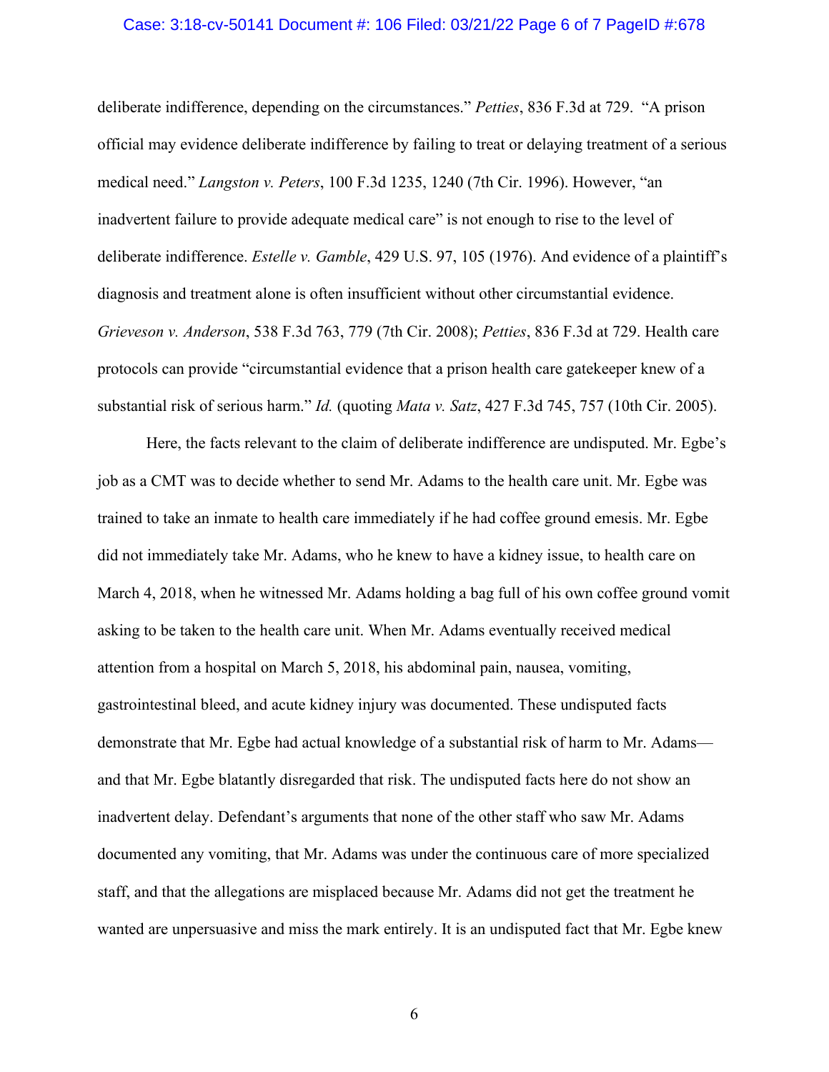deliberate indifference, depending on the circumstances." *Petties*, 836 F.3d at 729. "A prison official may evidence deliberate indifference by failing to treat or delaying treatment of a serious medical need." *Langston v. Peters*, 100 F.3d 1235, 1240 (7th Cir. 1996). However, "an inadvertent failure to provide adequate medical care" is not enough to rise to the level of deliberate indifference. *Estelle v. Gamble*, 429 U.S. 97, 105 (1976). And evidence of a plaintiff's diagnosis and treatment alone is often insufficient without other circumstantial evidence. *Grieveson v. Anderson*, 538 F.3d 763, 779 (7th Cir. 2008); *Petties*, 836 F.3d at 729. Health care protocols can provide "circumstantial evidence that a prison health care gatekeeper knew of a substantial risk of serious harm." *Id.* (quoting *Mata v. Satz*, 427 F.3d 745, 757 (10th Cir. 2005).

Here, the facts relevant to the claim of deliberate indifference are undisputed. Mr. Egbe's job as a CMT was to decide whether to send Mr. Adams to the health care unit. Mr. Egbe was trained to take an inmate to health care immediately if he had coffee ground emesis. Mr. Egbe did not immediately take Mr. Adams, who he knew to have a kidney issue, to health care on March 4, 2018, when he witnessed Mr. Adams holding a bag full of his own coffee ground vomit asking to be taken to the health care unit. When Mr. Adams eventually received medical attention from a hospital on March 5, 2018, his abdominal pain, nausea, vomiting, gastrointestinal bleed, and acute kidney injury was documented. These undisputed facts demonstrate that Mr. Egbe had actual knowledge of a substantial risk of harm to Mr. Adams—and that Mr. Egbe blatantly disregarded that risk. The undisputed facts here do not show an inadvertent delay. Defendant's arguments that none of the other staff who saw Mr. Adams documented any vomiting, that Mr. Adams was under the continuous care of more specialized staff, and that the allegations are misplaced because Mr. Adams did not get the treatment he wanted are unpersuasive and miss the mark entirely. It is an undisputed fact that Mr. Egbe knew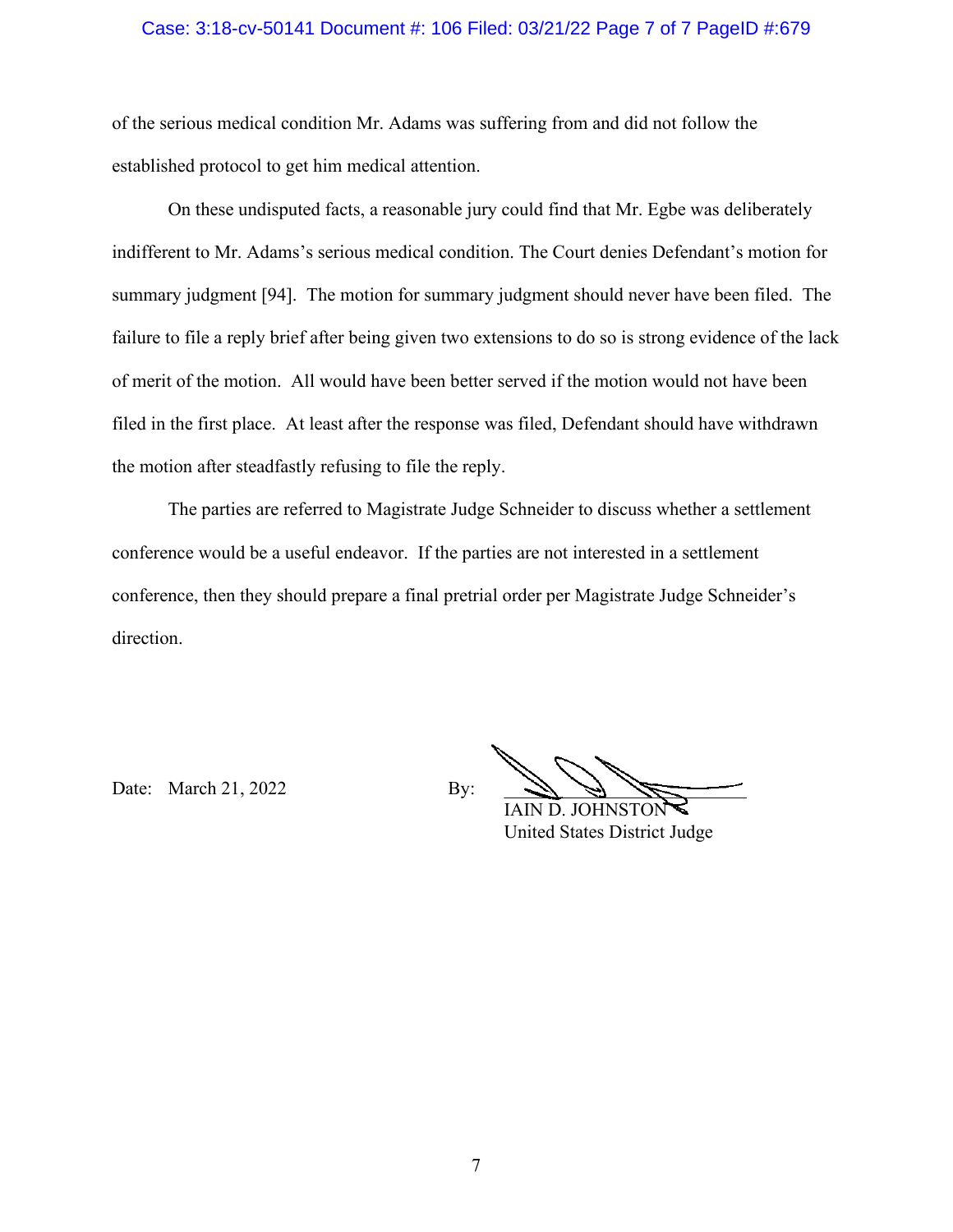of the serious medical condition Mr. Adams was suffering from and did not follow the established protocol to get him medical attention.

On these undisputed facts, a reasonable jury could find that Mr. Egbe was deliberately indifferent to Mr. Adams's serious medical condition. The Court denies Defendant's motion for summary judgment [94]. The motion for summary judgment should never have been filed. The failure to file a reply brief after being given two extensions to do so is strong evidence of the lack of merit of the motion. All would have been better served if the motion would not have been filed in the first place. At least after the response was filed, Defendant should have withdrawn the motion after steadfastly refusing to file the reply.

The parties are referred to Magistrate Judge Schneider to discuss whether a settlement conference would be a useful endeavor. If the parties are not interested in a settlement conference, then they should prepare a final pretrial order per Magistrate Judge Schneider's direction.

Date: March 21, 2022

By: ______________________
IAIN D. JOHNSTON
United States District Judge